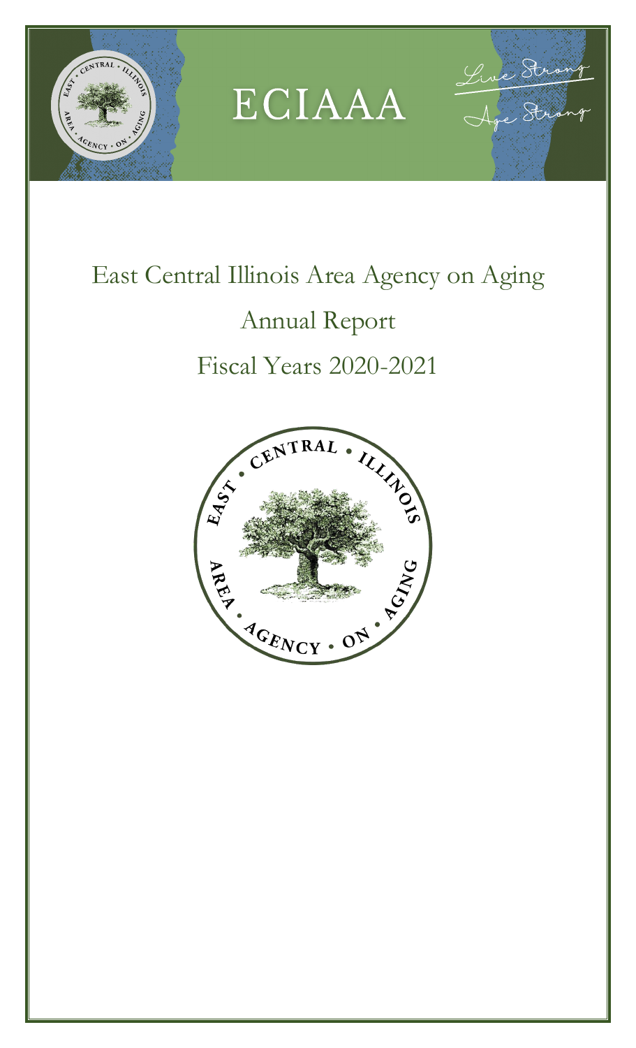ECIAAA

Live Strong

Age Strong

# East Central Illinois Area Agency on Aging

## Annual Report

## Fiscal Years 2020-2021

EAST • CENTRAL • ILLINOIS

AREA • AGENCY • ON • AGING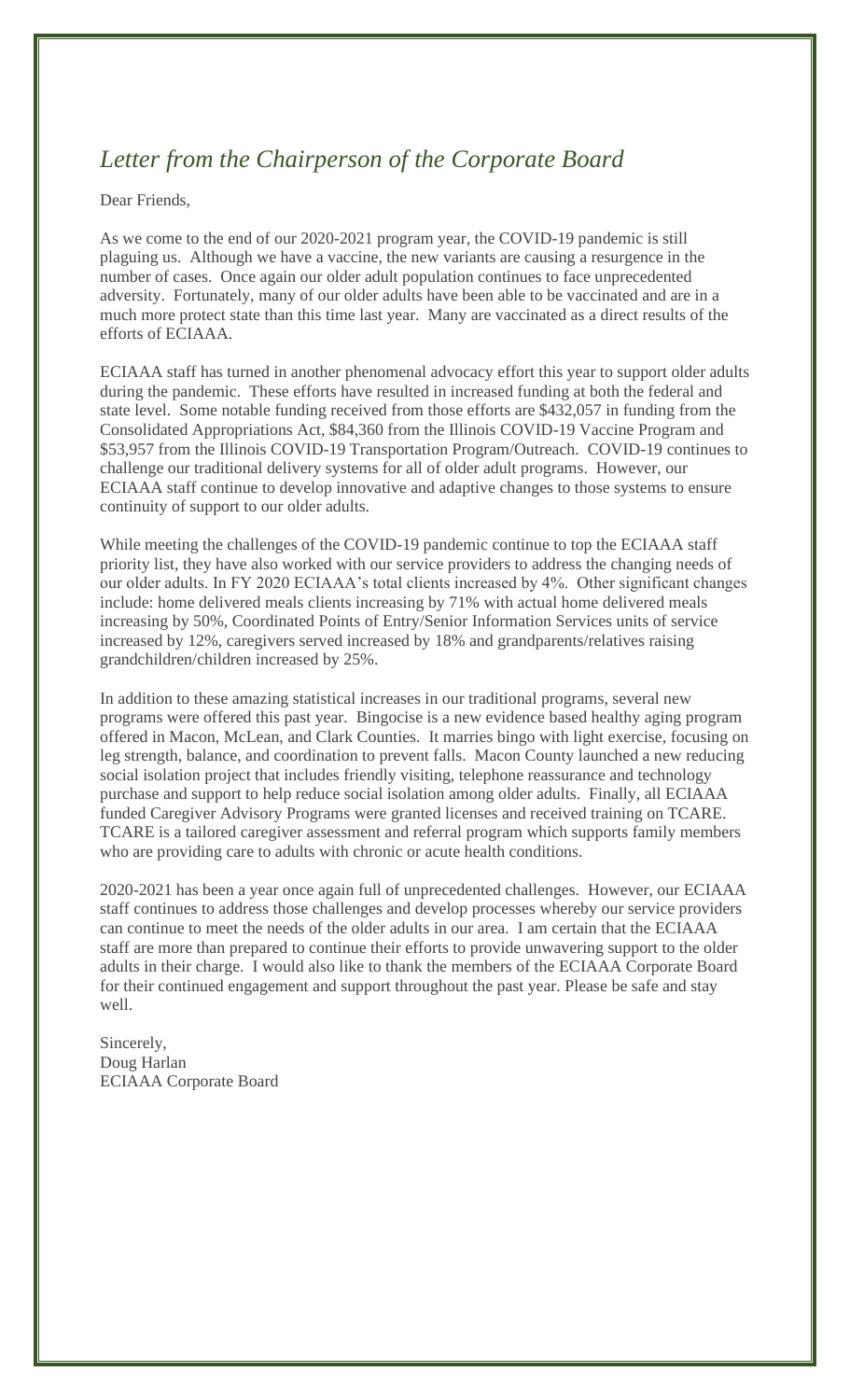# *Letter from the Chairperson of the Corporate Board*

Dear Friends,

As we come to the end of our 2020-2021 program year, the COVID-19 pandemic is still plaguing us. Although we have a vaccine, the new variants are causing a resurgence in the number of cases. Once again our older adult population continues to face unprecedented adversity. Fortunately, many of our older adults have been able to be vaccinated and are in a much more protect state than this time last year. Many are vaccinated as a direct results of the efforts of ECIAAA.

ECIAAA staff has turned in another phenomenal advocacy effort this year to support older adults during the pandemic. These efforts have resulted in increased funding at both the federal and state level. Some notable funding received from those efforts are $432,057 in funding from the Consolidated Appropriations Act, $84,360 from the Illinois COVID-19 Vaccine Program and $53,957 from the Illinois COVID-19 Transportation Program/Outreach. COVID-19 continues to challenge our traditional delivery systems for all of older adult programs. However, our ECIAAA staff continue to develop innovative and adaptive changes to those systems to ensure continuity of support to our older adults.

While meeting the challenges of the COVID-19 pandemic continue to top the ECIAAA staff priority list, they have also worked with our service providers to address the changing needs of our older adults. In FY 2020 ECIAAA's total clients increased by 4%. Other significant changes include: home delivered meals clients increasing by 71% with actual home delivered meals increasing by 50%, Coordinated Points of Entry/Senior Information Services units of service increased by 12%, caregivers served increased by 18% and grandparents/relatives raising grandchildren/children increased by 25%.

In addition to these amazing statistical increases in our traditional programs, several new programs were offered this past year. Bingocise is a new evidence based healthy aging program offered in Macon, McLean, and Clark Counties. It marries bingo with light exercise, focusing on leg strength, balance, and coordination to prevent falls. Macon County launched a new reducing social isolation project that includes friendly visiting, telephone reassurance and technology purchase and support to help reduce social isolation among older adults. Finally, all ECIAAA funded Caregiver Advisory Programs were granted licenses and received training on TCARE. TCARE is a tailored caregiver assessment and referral program which supports family members who are providing care to adults with chronic or acute health conditions.

2020-2021 has been a year once again full of unprecedented challenges. However, our ECIAAA staff continues to address those challenges and develop processes whereby our service providers can continue to meet the needs of the older adults in our area. I am certain that the ECIAAA staff are more than prepared to continue their efforts to provide unwavering support to the older adults in their charge. I would also like to thank the members of the ECIAAA Corporate Board for their continued engagement and support throughout the past year. Please be safe and stay well.

Sincerely,
Doug Harlan
ECIAAA Corporate Board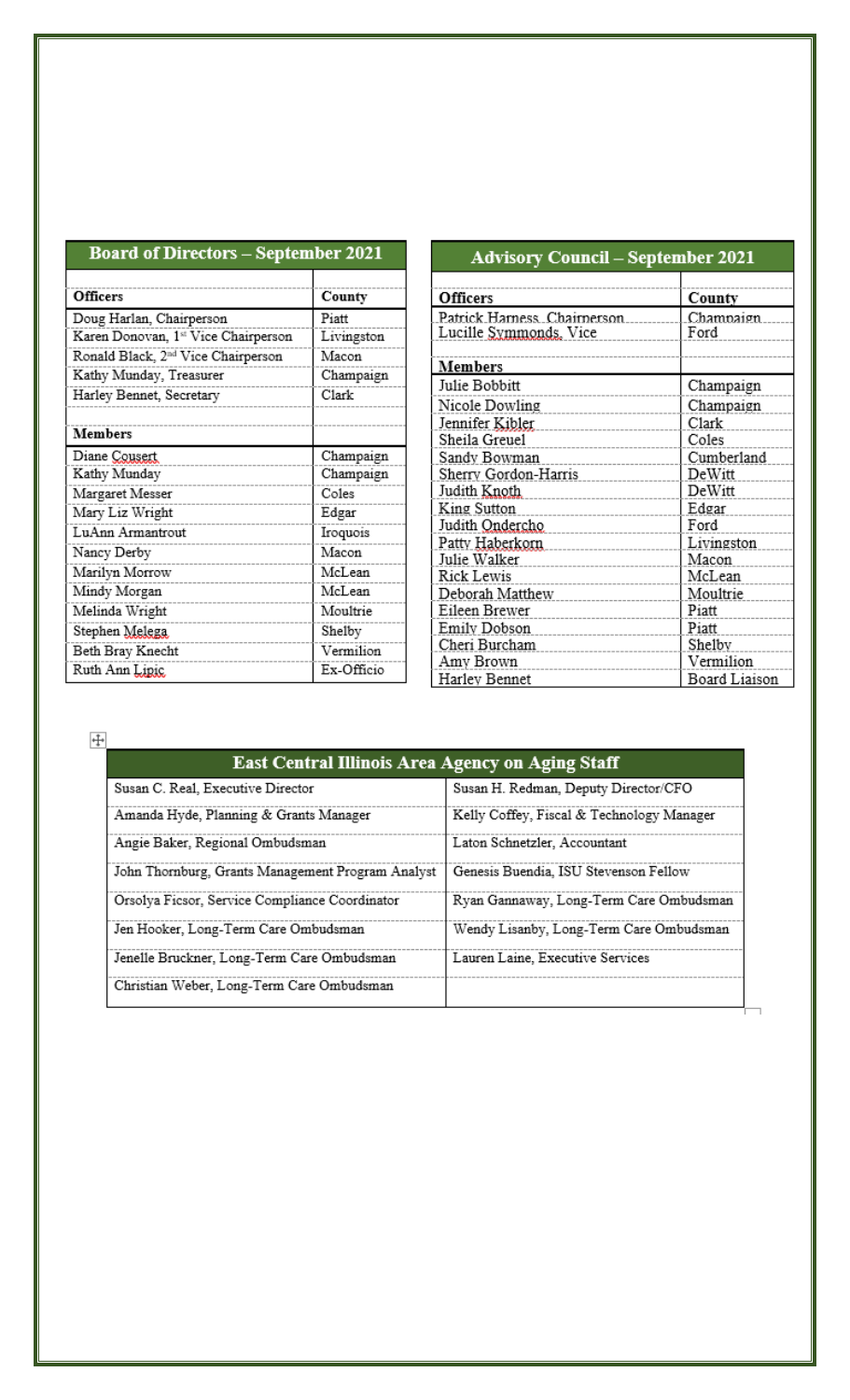## Board of Directors – September 2021

| Officers | County |
|---|---|
| Doug Harlan, Chairperson | Piatt |
| Karen Donovan, 1st Vice Chairperson | Livingston |
| Ronald Black, 2nd Vice Chairperson | Macon |
| Kathy Munday, Treasurer | Champaign |
| Harley Bennet, Secretary | Clark |
| **Members** | |
| Diane Cousert | Champaign |
| Kathy Munday | Champaign |
| Margaret Messer | Coles |
| Mary Liz Wright | Edgar |
| LuAnn Armantrout | Iroquois |
| Nancy Derby | Macon |
| Marilyn Morrow | McLean |
| Mindy Morgan | McLean |
| Melinda Wright | Moultrie |
| Stephen Melega | Shelby |
| Beth Bray Knecht | Vermilion |
| Ruth Ann Lipic | Ex-Officio |

## Advisory Council – September 2021

| Officers | County |
|---|---|
| Patrick Harness, Chairperson | Champaign |
| Lucille Symmonds, Vice | Ford |
| **Members** | |
| Julie Bobbitt | Champaign |
| Nicole Dowling | Champaign |
| Jennifer Kibler | Clark |
| Sheila Greuel | Coles |
| Sandy Bowman | Cumberland |
| Sherry Gordon-Harris | DeWitt |
| Judith Knoth | DeWitt |
| King Sutton | Edgar |
| Judith Ondercho | Ford |
| Patty Haberkorn | Livingston |
| Julie Walker | Macon |
| Rick Lewis | McLean |
| Deborah Matthew | Moultrie |
| Eileen Brewer | Piatt |
| Emily Dobson | Piatt |
| Cheri Burcham | Shelby |
| Amy Brown | Vermilion |
| Harley Bennet | Board Liaison |

## East Central Illinois Area Agency on Aging Staff

| | |
|---|---|
| Susan C. Real, Executive Director | Susan H. Redman, Deputy Director/CFO |
| Amanda Hyde, Planning & Grants Manager | Kelly Coffey, Fiscal & Technology Manager |
| Angie Baker, Regional Ombudsman | Laton Schnetzler, Accountant |
| John Thornburg, Grants Management Program Analyst | Genesis Buendia, ISU Stevenson Fellow |
| Orsolya Ficsor, Service Compliance Coordinator | Ryan Gannaway, Long-Term Care Ombudsman |
| Jen Hooker, Long-Term Care Ombudsman | Wendy Lisanby, Long-Term Care Ombudsman |
| Jenelle Bruckner, Long-Term Care Ombudsman | Lauren Laine, Executive Services |
| Christian Weber, Long-Term Care Ombudsman | |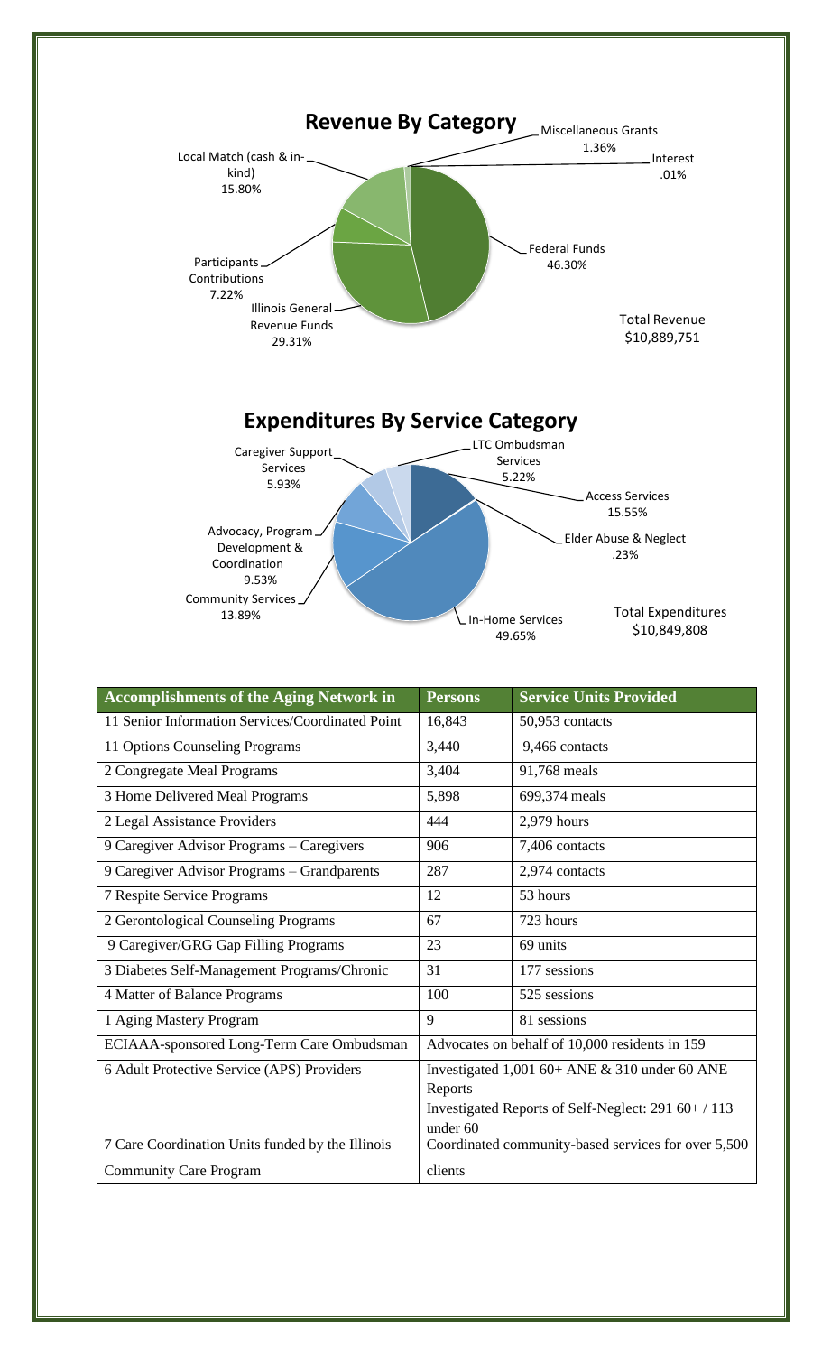## Revenue By Category

Miscellaneous Grants
1.36%

Interest
.01%

Local Match (cash & in-kind)
15.80%

Participants Contributions
7.22%

Illinois General Revenue Funds
29.31%

Federal Funds
46.30%

Total Revenue
$10,889,751

## Expenditures By Service Category

Caregiver Support Services
5.93%

LTC Ombudsman Services
5.22%

Access Services
15.55%

Elder Abuse & Neglect
.23%

Advocacy, Program Development & Coordination
9.53%

Community Services
13.89%

In-Home Services
49.65%

Total Expenditures
$10,849,808

| Accomplishments of the Aging Network in | Persons | Service Units Provided |
| --- | --- | --- |
| 11 Senior Information Services/Coordinated Point | 16,843 | 50,953 contacts |
| 11 Options Counseling Programs | 3,440 | 9,466 contacts |
| 2 Congregate Meal Programs | 3,404 | 91,768 meals |
| 3 Home Delivered Meal Programs | 5,898 | 699,374 meals |
| 2 Legal Assistance Providers | 444 | 2,979 hours |
| 9 Caregiver Advisor Programs – Caregivers | 906 | 7,406 contacts |
| 9 Caregiver Advisor Programs – Grandparents | 287 | 2,974 contacts |
| 7 Respite Service Programs | 12 | 53 hours |
| 2 Gerontological Counseling Programs | 67 | 723 hours |
| 9 Caregiver/GRG Gap Filling Programs | 23 | 69 units |
| 3 Diabetes Self-Management Programs/Chronic | 31 | 177 sessions |
| 4 Matter of Balance Programs | 100 | 525 sessions |
| 1 Aging Mastery Program | 9 | 81 sessions |
| ECIAAA-sponsored Long-Term Care Ombudsman | Advocates on behalf of 10,000 residents in 159 | |
| 6 Adult Protective Service (APS) Providers | Investigated 1,001 60+ ANE & 310 under 60 ANE Reports<br>Investigated Reports of Self-Neglect: 291 60+ / 113 under 60 | |
| 7 Care Coordination Units funded by the Illinois Community Care Program | Coordinated community-based services for over 5,500 clients | |